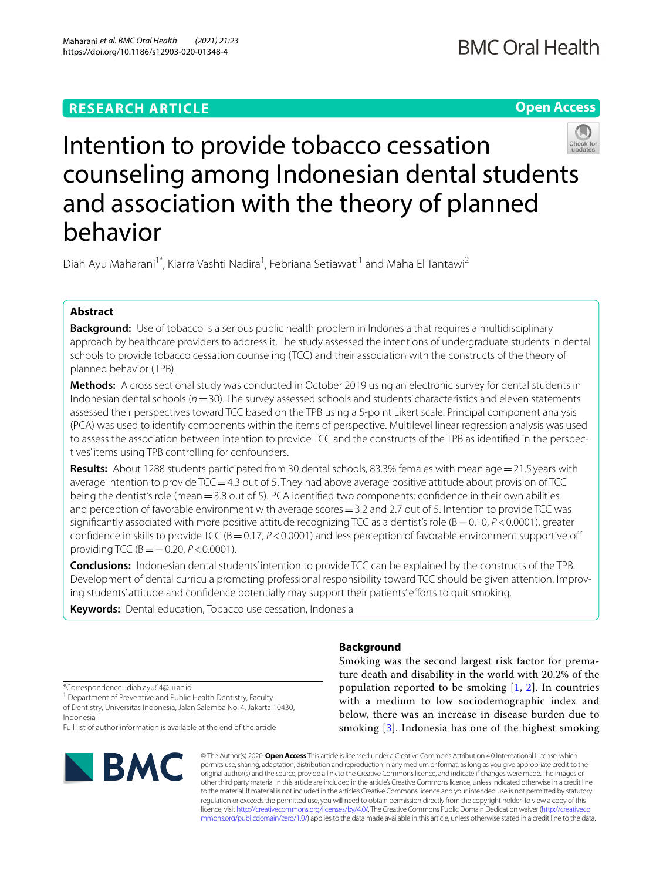RESEARCH ARTICLE

Open Access

# Intention to provide tobacco cessation counseling among Indonesian dental students and association with the theory of planned behavior

Diah Ayu Maharani[1*], Kiarra Vashti Nadira[1], Febriana Setiawati[1] and Maha El Tantawi[2]

## Abstract

**Background:** Use of tobacco is a serious public health problem in Indonesia that requires a multidisciplinary approach by healthcare providers to address it. The study assessed the intentions of undergraduate students in dental schools to provide tobacco cessation counseling (TCC) and their association with the constructs of the theory of planned behavior (TPB).

**Methods:** A cross sectional study was conducted in October 2019 using an electronic survey for dental students in Indonesian dental schools ($n = 30$). The survey assessed schools and students' characteristics and eleven statements assessed their perspectives toward TCC based on the TPB using a 5-point Likert scale. Principal component analysis (PCA) was used to identify components within the items of perspective. Multilevel linear regression analysis was used to assess the association between intention to provide TCC and the constructs of the TPB as identified in the perspectives' items using TPB controlling for confounders.

**Results:** About 1288 students participated from 30 dental schools, 83.3% females with mean age = 21.5 years with average intention to provide TCC = 4.3 out of 5. They had above average positive attitude about provision of TCC being the dentist's role (mean = 3.8 out of 5). PCA identified two components: confidence in their own abilities and perception of favorable environment with average scores = 3.2 and 2.7 out of 5. Intention to provide TCC was significantly associated with more positive attitude recognizing TCC as a dentist's role (B = 0.10, $P < 0.0001$), greater confidence in skills to provide TCC (B = 0.17, $P < 0.0001$) and less perception of favorable environment supportive off providing TCC (B = − 0.20, $P < 0.0001$).

**Conclusions:** Indonesian dental students' intention to provide TCC can be explained by the constructs of the TPB. Development of dental curricula promoting professional responsibility toward TCC should be given attention. Improving students' attitude and confidence potentially may support their patients' efforts to quit smoking.

**Keywords:** Dental education, Tobacco use cessation, Indonesia

*Correspondence: diah.ayu64@ui.ac.id
[1] Department of Preventive and Public Health Dentistry, Faculty of Dentistry, Universitas Indonesia, Jalan Salemba No. 4, Jakarta 10430, Indonesia
Full list of author information is available at the end of the article

## Background

Smoking was the second largest risk factor for premature death and disability in the world with 20.2% of the population reported to be smoking [1, 2]. In countries with a medium to low sociodemographic index and below, there was an increase in disease burden due to smoking [3]. Indonesia has one of the highest smoking

© The Author(s) 2020. **Open Access** This article is licensed under a Creative Commons Attribution 4.0 International License, which permits use, sharing, adaptation, distribution and reproduction in any medium or format, as long as you give appropriate credit to the original author(s) and the source, provide a link to the Creative Commons licence, and indicate if changes were made. The images or other third party material in this article are included in the article's Creative Commons licence, unless indicated otherwise in a credit line to the material. If material is not included in the article's Creative Commons licence and your intended use is not permitted by statutory regulation or exceeds the permitted use, you will need to obtain permission directly from the copyright holder. To view a copy of this licence, visit http://creativecommons.org/licenses/by/4.0/. The Creative Commons Public Domain Dedication waiver (http://creativecommons.org/publicdomain/zero/1.0/) applies to the data made available in this article, unless otherwise stated in a credit line to the data.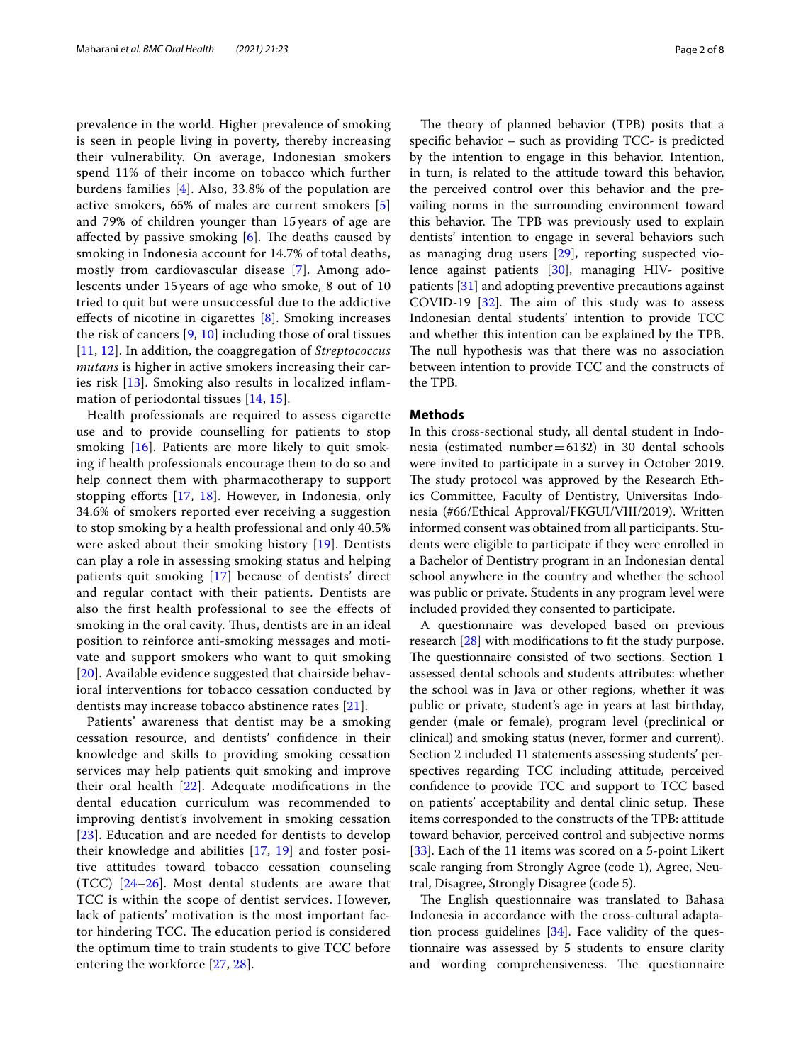prevalence in the world. Higher prevalence of smoking is seen in people living in poverty, thereby increasing their vulnerability. On average, Indonesian smokers spend 11% of their income on tobacco which further burdens families [4]. Also, 33.8% of the population are active smokers, 65% of males are current smokers [5] and 79% of children younger than 15 years of age are affected by passive smoking [6]. The deaths caused by smoking in Indonesia account for 14.7% of total deaths, mostly from cardiovascular disease [7]. Among adolescents under 15 years of age who smoke, 8 out of 10 tried to quit but were unsuccessful due to the addictive effects of nicotine in cigarettes [8]. Smoking increases the risk of cancers [9, 10] including those of oral tissues [11, 12]. In addition, the coaggregation of *Streptococcus mutans* is higher in active smokers increasing their caries risk [13]. Smoking also results in localized inflammation of periodontal tissues [14, 15].

Health professionals are required to assess cigarette use and to provide counselling for patients to stop smoking [16]. Patients are more likely to quit smoking if health professionals encourage them to do so and help connect them with pharmacotherapy to support stopping efforts [17, 18]. However, in Indonesia, only 34.6% of smokers reported ever receiving a suggestion to stop smoking by a health professional and only 40.5% were asked about their smoking history [19]. Dentists can play a role in assessing smoking status and helping patients quit smoking [17] because of dentists' direct and regular contact with their patients. Dentists are also the first health professional to see the effects of smoking in the oral cavity. Thus, dentists are in an ideal position to reinforce anti-smoking messages and motivate and support smokers who want to quit smoking [20]. Available evidence suggested that chairside behavioral interventions for tobacco cessation conducted by dentists may increase tobacco abstinence rates [21].

Patients' awareness that dentist may be a smoking cessation resource, and dentists' confidence in their knowledge and skills to providing smoking cessation services may help patients quit smoking and improve their oral health [22]. Adequate modifications in the dental education curriculum was recommended to improving dentist's involvement in smoking cessation [23]. Education and are needed for dentists to develop their knowledge and abilities [17, 19] and foster positive attitudes toward tobacco cessation counseling (TCC) [24–26]. Most dental students are aware that TCC is within the scope of dentist services. However, lack of patients' motivation is the most important factor hindering TCC. The education period is considered the optimum time to train students to give TCC before entering the workforce [27, 28].

The theory of planned behavior (TPB) posits that a specific behavior – such as providing TCC- is predicted by the intention to engage in this behavior. Intention, in turn, is related to the attitude toward this behavior, the perceived control over this behavior and the prevailing norms in the surrounding environment toward this behavior. The TPB was previously used to explain dentists' intention to engage in several behaviors such as managing drug users [29], reporting suspected violence against patients [30], managing HIV- positive patients [31] and adopting preventive precautions against COVID-19 [32]. The aim of this study was to assess Indonesian dental students' intention to provide TCC and whether this intention can be explained by the TPB. The null hypothesis was that there was no association between intention to provide TCC and the constructs of the TPB.

## Methods

In this cross-sectional study, all dental student in Indonesia (estimated number = 6132) in 30 dental schools were invited to participate in a survey in October 2019. The study protocol was approved by the Research Ethics Committee, Faculty of Dentistry, Universitas Indonesia (#66/Ethical Approval/FKGUI/VIII/2019). Written informed consent was obtained from all participants. Students were eligible to participate if they were enrolled in a Bachelor of Dentistry program in an Indonesian dental school anywhere in the country and whether the school was public or private. Students in any program level were included provided they consented to participate.

A questionnaire was developed based on previous research [28] with modifications to fit the study purpose. The questionnaire consisted of two sections. Section 1 assessed dental schools and students attributes: whether the school was in Java or other regions, whether it was public or private, student's age in years at last birthday, gender (male or female), program level (preclinical or clinical) and smoking status (never, former and current). Section 2 included 11 statements assessing students' perspectives regarding TCC including attitude, perceived confidence to provide TCC and support to TCC based on patients' acceptability and dental clinic setup. These items corresponded to the constructs of the TPB: attitude toward behavior, perceived control and subjective norms [33]. Each of the 11 items was scored on a 5-point Likert scale ranging from Strongly Agree (code 1), Agree, Neutral, Disagree, Strongly Disagree (code 5).

The English questionnaire was translated to Bahasa Indonesia in accordance with the cross-cultural adaptation process guidelines [34]. Face validity of the questionnaire was assessed by 5 students to ensure clarity and wording comprehensiveness. The questionnaire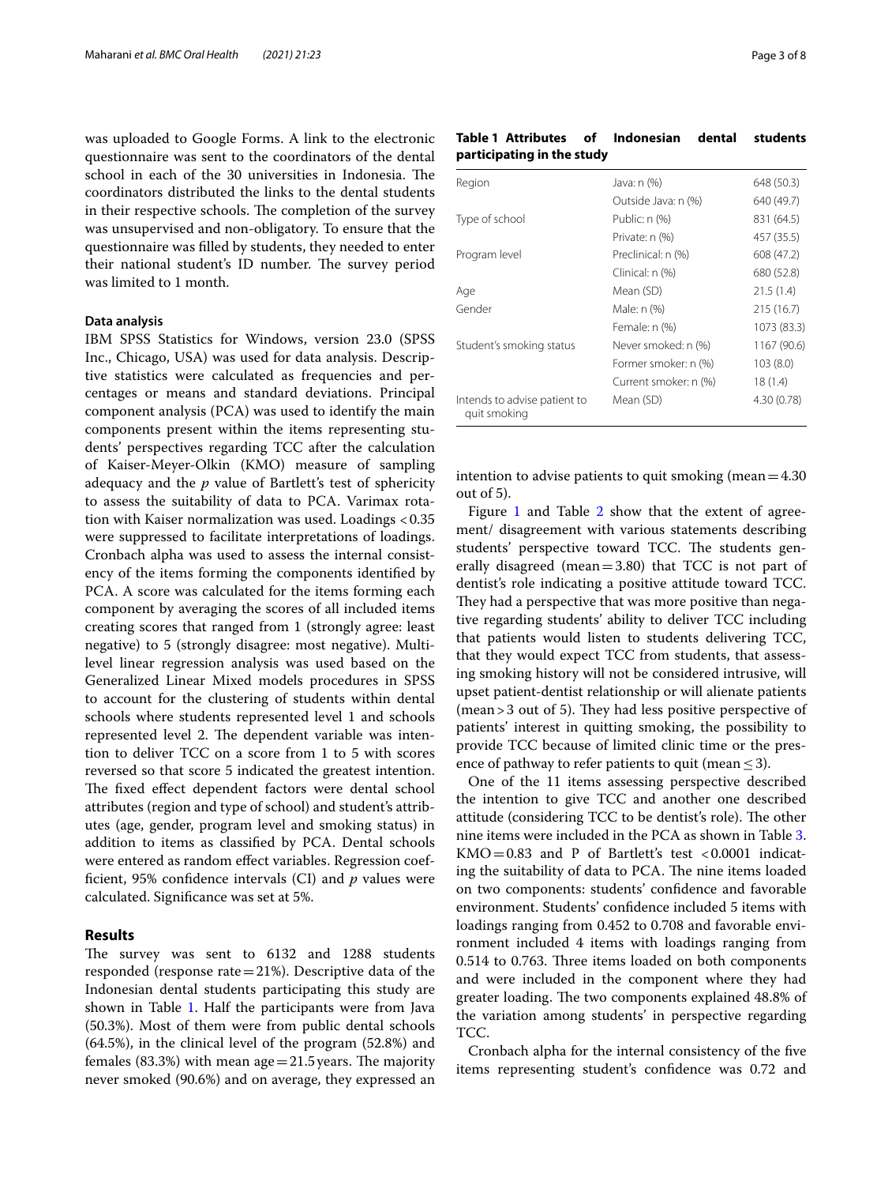was uploaded to Google Forms. A link to the electronic questionnaire was sent to the coordinators of the dental school in each of the 30 universities in Indonesia. The coordinators distributed the links to the dental students in their respective schools. The completion of the survey was unsupervised and non-obligatory. To ensure that the questionnaire was filled by students, they needed to enter their national student's ID number. The survey period was limited to 1 month.

### Data analysis

IBM SPSS Statistics for Windows, version 23.0 (SPSS Inc., Chicago, USA) was used for data analysis. Descriptive statistics were calculated as frequencies and percentages or means and standard deviations. Principal component analysis (PCA) was used to identify the main components present within the items representing students' perspectives regarding TCC after the calculation of Kaiser-Meyer-Olkin (KMO) measure of sampling adequacy and the *p* value of Bartlett's test of sphericity to assess the suitability of data to PCA. Varimax rotation with Kaiser normalization was used. Loadings <0.35 were suppressed to facilitate interpretations of loadings. Cronbach alpha was used to assess the internal consistency of the items forming the components identified by PCA. A score was calculated for the items forming each component by averaging the scores of all included items creating scores that ranged from 1 (strongly agree: least negative) to 5 (strongly disagree: most negative). Multilevel linear regression analysis was used based on the Generalized Linear Mixed models procedures in SPSS to account for the clustering of students within dental schools where students represented level 1 and schools represented level 2. The dependent variable was intention to deliver TCC on a score from 1 to 5 with scores reversed so that score 5 indicated the greatest intention. The fixed effect dependent factors were dental school attributes (region and type of school) and student's attributes (age, gender, program level and smoking status) in addition to items as classified by PCA. Dental schools were entered as random effect variables. Regression coefficient, 95% confidence intervals (CI) and *p* values were calculated. Significance was set at 5%.

## Results

The survey was sent to 6132 and 1288 students responded (response rate = 21%). Descriptive data of the Indonesian dental students participating this study are shown in Table 1. Half the participants were from Java (50.3%). Most of them were from public dental schools (64.5%), in the clinical level of the program (52.8%) and females (83.3%) with mean age = 21.5 years. The majority never smoked (90.6%) and on average, they expressed an intention to advise patients to quit smoking (mean = 4.30 out of 5).

**Table 1 Attributes of Indonesian dental students participating in the study**

| | | |
|---|---|---|
| Region | Java: n (%) | 648 (50.3) |
| | Outside Java: n (%) | 640 (49.7) |
| Type of school | Public: n (%) | 831 (64.5) |
| | Private: n (%) | 457 (35.5) |
| Program level | Preclinical: n (%) | 608 (47.2) |
| | Clinical: n (%) | 680 (52.8) |
| Age | Mean (SD) | 21.5 (1.4) |
| Gender | Male: n (%) | 215 (16.7) |
| | Female: n (%) | 1073 (83.3) |
| Student's smoking status | Never smoked: n (%) | 1167 (90.6) |
| | Former smoker: n (%) | 103 (8.0) |
| | Current smoker: n (%) | 18 (1.4) |
| Intends to advise patient to quit smoking | Mean (SD) | 4.30 (0.78) |

Figure 1 and Table 2 show that the extent of agreement/ disagreement with various statements describing students' perspective toward TCC. The students generally disagreed (mean = 3.80) that TCC is not part of dentist's role indicating a positive attitude toward TCC. They had a perspective that was more positive than negative regarding students' ability to deliver TCC including that patients would listen to students delivering TCC, that they would expect TCC from students, that assessing smoking history will not be considered intrusive, will upset patient-dentist relationship or will alienate patients (mean > 3 out of 5). They had less positive perspective of patients' interest in quitting smoking, the possibility to provide TCC because of limited clinic time or the presence of pathway to refer patients to quit (mean ≤ 3).

One of the 11 items assessing perspective described the intention to give TCC and another one described attitude (considering TCC to be dentist's role). The other nine items were included in the PCA as shown in Table 3. KMO = 0.83 and P of Bartlett's test < 0.0001 indicating the suitability of data to PCA. The nine items loaded on two components: students' confidence and favorable environment. Students' confidence included 5 items with loadings ranging from 0.452 to 0.708 and favorable environment included 4 items with loadings ranging from 0.514 to 0.763. Three items loaded on both components and were included in the component where they had greater loading. The two components explained 48.8% of the variation among students' in perspective regarding TCC.

Cronbach alpha for the internal consistency of the five items representing student's confidence was 0.72 and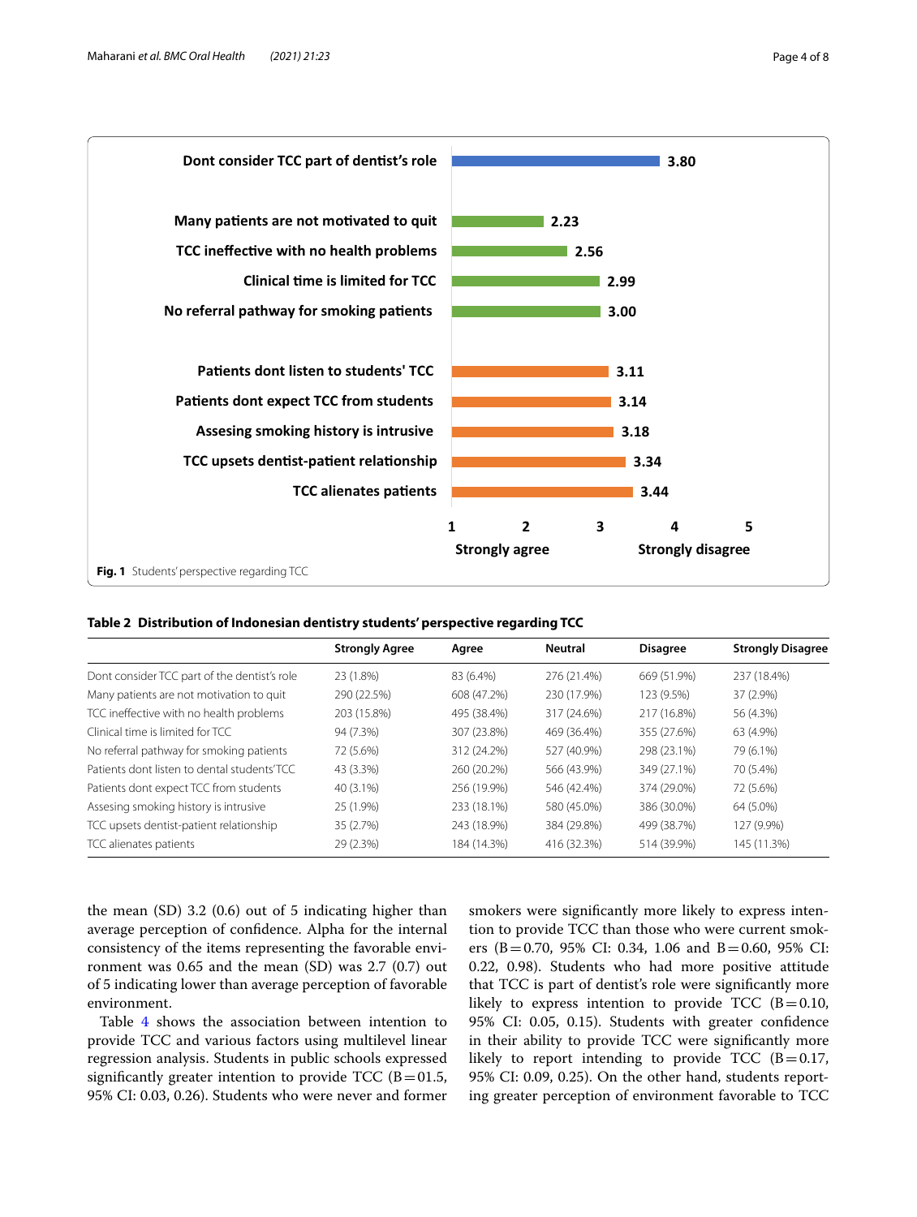**Fig. 1** Students' perspective regarding TCC

**Table 2 Distribution of Indonesian dentistry students' perspective regarding TCC**

| | Strongly Agree | Agree | Neutral | Disagree | Strongly Disagree |
|---|---|---|---|---|---|
| Dont consider TCC part of the dentist's role | 23 (1.8%) | 83 (6.4%) | 276 (21.4%) | 669 (51.9%) | 237 (18.4%) |
| Many patients are not motivation to quit | 290 (22.5%) | 608 (47.2%) | 230 (17.9%) | 123 (9.5%) | 37 (2.9%) |
| TCC ineffective with no health problems | 203 (15.8%) | 495 (38.4%) | 317 (24.6%) | 217 (16.8%) | 56 (4.3%) |
| Clinical time is limited for TCC | 94 (7.3%) | 307 (23.8%) | 469 (36.4%) | 355 (27.6%) | 63 (4.9%) |
| No referral pathway for smoking patients | 72 (5.6%) | 312 (24.2%) | 527 (40.9%) | 298 (23.1%) | 79 (6.1%) |
| Patients dont listen to dental students'TCC | 43 (3.3%) | 260 (20.2%) | 566 (43.9%) | 349 (27.1%) | 70 (5.4%) |
| Patients dont expect TCC from students | 40 (3.1%) | 256 (19.9%) | 546 (42.4%) | 374 (29.0%) | 72 (5.6%) |
| Assesing smoking history is intrusive | 25 (1.9%) | 233 (18.1%) | 580 (45.0%) | 386 (30.0%) | 64 (5.0%) |
| TCC upsets dentist-patient relationship | 35 (2.7%) | 243 (18.9%) | 384 (29.8%) | 499 (38.7%) | 127 (9.9%) |
| TCC alienates patients | 29 (2.3%) | 184 (14.3%) | 416 (32.3%) | 514 (39.9%) | 145 (11.3%) |

the mean (SD) 3.2 (0.6) out of 5 indicating higher than average perception of confidence. Alpha for the internal consistency of the items representing the favorable environment was 0.65 and the mean (SD) was 2.7 (0.7) out of 5 indicating lower than average perception of favorable environment.

Table 4 shows the association between intention to provide TCC and various factors using multilevel linear regression analysis. Students in public schools expressed significantly greater intention to provide TCC (B = 01.5, 95% CI: 0.03, 0.26). Students who were never and former smokers were significantly more likely to express intention to provide TCC than those who were current smokers (B = 0.70, 95% CI: 0.34, 1.06 and B = 0.60, 95% CI: 0.22, 0.98). Students who had more positive attitude that TCC is part of dentist's role were significantly more likely to express intention to provide TCC (B = 0.10, 95% CI: 0.05, 0.15). Students with greater confidence in their ability to provide TCC were significantly more likely to report intending to provide TCC (B = 0.17, 95% CI: 0.09, 0.25). On the other hand, students reporting greater perception of environment favorable to TCC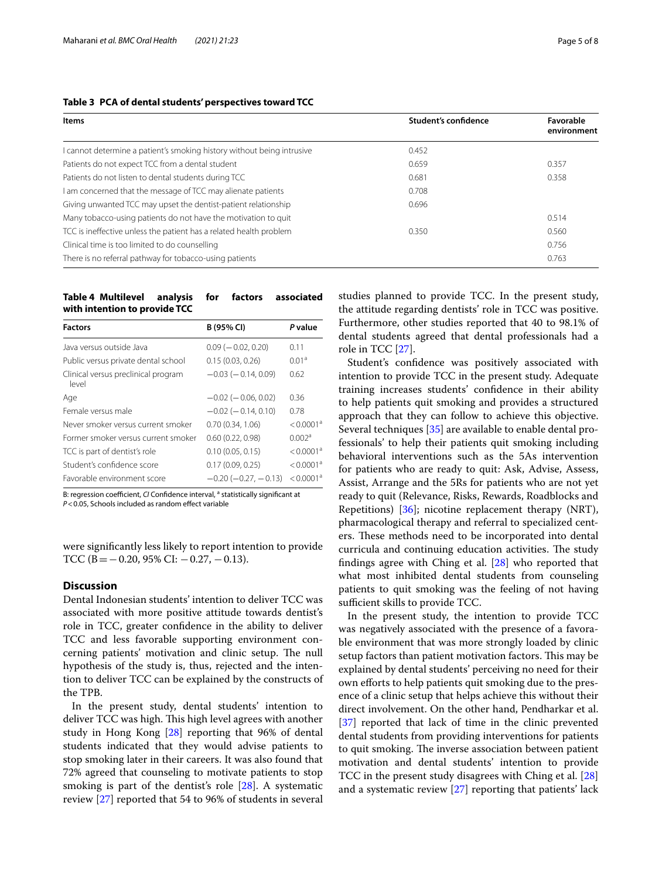**Table 3 PCA of dental students' perspectives toward TCC**

| Items | Student's confidence | Favorable environment |
|---|---|---|
| I cannot determine a patient's smoking history without being intrusive | 0.452 | |
| Patients do not expect TCC from a dental student | 0.659 | 0.357 |
| Patients do not listen to dental students during TCC | 0.681 | 0.358 |
| I am concerned that the message of TCC may alienate patients | 0.708 | |
| Giving unwanted TCC may upset the dentist-patient relationship | 0.696 | |
| Many tobacco-using patients do not have the motivation to quit | | 0.514 |
| TCC is ineffective unless the patient has a related health problem | 0.350 | 0.560 |
| Clinical time is too limited to do counselling | | 0.756 |
| There is no referral pathway for tobacco-using patients | | 0.763 |

**Table 4 Multilevel analysis for factors associated with intention to provide TCC**

| Factors | B (95% CI) | *P* value |
|---|---|---|
| Java versus outside Java | 0.09 (−0.02, 0.20) | 0.11 |
| Public versus private dental school | 0.15 (0.03, 0.26) | 0.01[a] |
| Clinical versus preclinical program level | −0.03 (−0.14, 0.09) | 0.62 |
| Age | −0.02 (−0.06, 0.02) | 0.36 |
| Female versus male | −0.02 (−0.14, 0.10) | 0.78 |
| Never smoker versus current smoker | 0.70 (0.34, 1.06) | <0.0001[a] |
| Former smoker versus current smoker | 0.60 (0.22, 0.98) | 0.002[a] |
| TCC is part of dentist's role | 0.10 (0.05, 0.15) | <0.0001[a] |
| Student's confidence score | 0.17 (0.09, 0.25) | <0.0001[a] |
| Favorable environment score | −0.20 (−0.27, −0.13) | <0.0001[a] |

B: regression coefficient, *CI* Confidence interval, [a] statistically significant at *P*<0.05, Schools included as random effect variable

were significantly less likely to report intention to provide TCC (B = −0.20, 95% CI: −0.27, −0.13).

## Discussion

Dental Indonesian students' intention to deliver TCC was associated with more positive attitude towards dentist's role in TCC, greater confidence in the ability to deliver TCC and less favorable supporting environment concerning patients' motivation and clinic setup. The null hypothesis of the study is, thus, rejected and the intention to deliver TCC can be explained by the constructs of the TPB.

In the present study, dental students' intention to deliver TCC was high. This high level agrees with another study in Hong Kong [28] reporting that 96% of dental students indicated that they would advise patients to stop smoking later in their careers. It was also found that 72% agreed that counseling to motivate patients to stop smoking is part of the dentist's role [28]. A systematic review [27] reported that 54 to 96% of students in several studies planned to provide TCC. In the present study, the attitude regarding dentists' role in TCC was positive. Furthermore, other studies reported that 40 to 98.1% of dental students agreed that dental professionals had a role in TCC [27].

Student's confidence was positively associated with intention to provide TCC in the present study. Adequate training increases students' confidence in their ability to help patients quit smoking and provides a structured approach that they can follow to achieve this objective. Several techniques [35] are available to enable dental professionals' to help their patients quit smoking including behavioral interventions such as the 5As intervention for patients who are ready to quit: Ask, Advise, Assess, Assist, Arrange and the 5Rs for patients who are not yet ready to quit (Relevance, Risks, Rewards, Roadblocks and Repetitions) [36]; nicotine replacement therapy (NRT), pharmacological therapy and referral to specialized centers. These methods need to be incorporated into dental curricula and continuing education activities. The study findings agree with Ching et al. [28] who reported that what most inhibited dental students from counseling patients to quit smoking was the feeling of not having sufficient skills to provide TCC.

In the present study, the intention to provide TCC was negatively associated with the presence of a favorable environment that was more strongly loaded by clinic setup factors than patient motivation factors. This may be explained by dental students' perceiving no need for their own efforts to help patients quit smoking due to the presence of a clinic setup that helps achieve this without their direct involvement. On the other hand, Pendharkar et al. [37] reported that lack of time in the clinic prevented dental students from providing interventions for patients to quit smoking. The inverse association between patient motivation and dental students' intention to provide TCC in the present study disagrees with Ching et al. [28] and a systematic review [27] reporting that patients' lack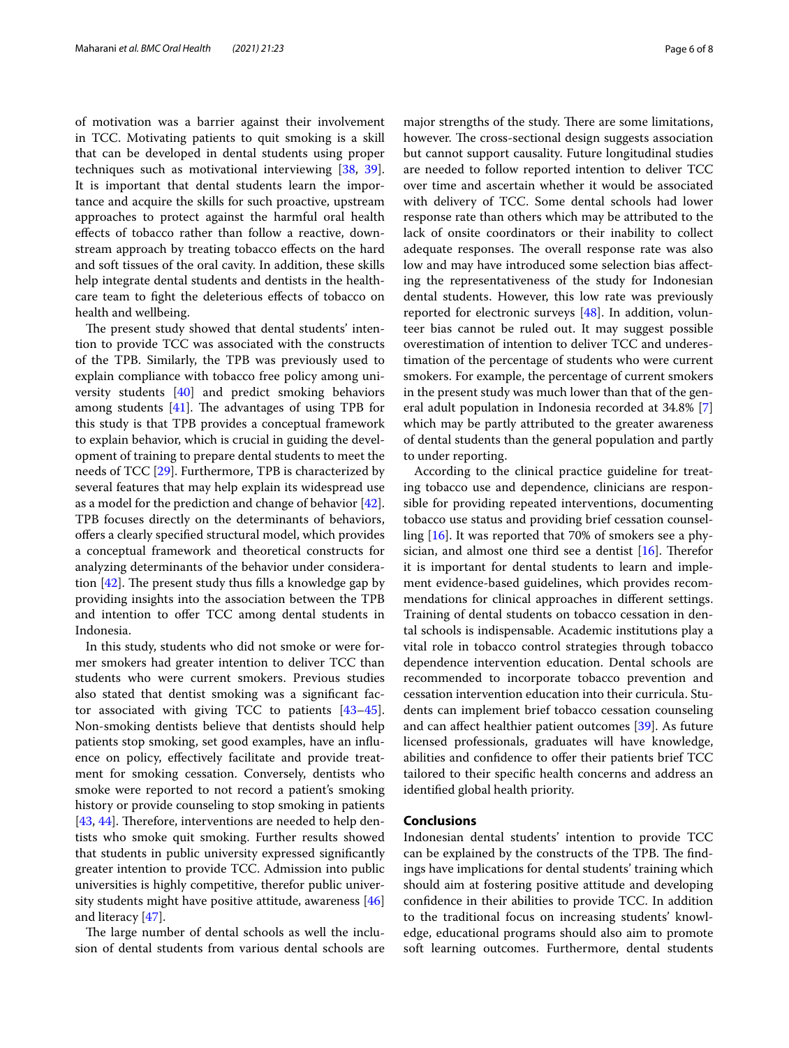of motivation was a barrier against their involvement in TCC. Motivating patients to quit smoking is a skill that can be developed in dental students using proper techniques such as motivational interviewing [38, 39]. It is important that dental students learn the importance and acquire the skills for such proactive, upstream approaches to protect against the harmful oral health effects of tobacco rather than follow a reactive, downstream approach by treating tobacco effects on the hard and soft tissues of the oral cavity. In addition, these skills help integrate dental students and dentists in the healthcare team to fight the deleterious effects of tobacco on health and wellbeing.

The present study showed that dental students' intention to provide TCC was associated with the constructs of the TPB. Similarly, the TPB was previously used to explain compliance with tobacco free policy among university students [40] and predict smoking behaviors among students [41]. The advantages of using TPB for this study is that TPB provides a conceptual framework to explain behavior, which is crucial in guiding the development of training to prepare dental students to meet the needs of TCC [29]. Furthermore, TPB is characterized by several features that may help explain its widespread use as a model for the prediction and change of behavior [42]. TPB focuses directly on the determinants of behaviors, offers a clearly specified structural model, which provides a conceptual framework and theoretical constructs for analyzing determinants of the behavior under consideration [42]. The present study thus fills a knowledge gap by providing insights into the association between the TPB and intention to offer TCC among dental students in Indonesia.

In this study, students who did not smoke or were former smokers had greater intention to deliver TCC than students who were current smokers. Previous studies also stated that dentist smoking was a significant factor associated with giving TCC to patients [43–45]. Non-smoking dentists believe that dentists should help patients stop smoking, set good examples, have an influence on policy, effectively facilitate and provide treatment for smoking cessation. Conversely, dentists who smoke were reported to not record a patient's smoking history or provide counseling to stop smoking in patients [43, 44]. Therefore, interventions are needed to help dentists who smoke quit smoking. Further results showed that students in public university expressed significantly greater intention to provide TCC. Admission into public universities is highly competitive, therefor public university students might have positive attitude, awareness [46] and literacy [47].

The large number of dental schools as well the inclusion of dental students from various dental schools are major strengths of the study. There are some limitations, however. The cross-sectional design suggests association but cannot support causality. Future longitudinal studies are needed to follow reported intention to deliver TCC over time and ascertain whether it would be associated with delivery of TCC. Some dental schools had lower response rate than others which may be attributed to the lack of onsite coordinators or their inability to collect adequate responses. The overall response rate was also low and may have introduced some selection bias affecting the representativeness of the study for Indonesian dental students. However, this low rate was previously reported for electronic surveys [48]. In addition, volunteer bias cannot be ruled out. It may suggest possible overestimation of intention to deliver TCC and underestimation of the percentage of students who were current smokers. For example, the percentage of current smokers in the present study was much lower than that of the general adult population in Indonesia recorded at 34.8% [7] which may be partly attributed to the greater awareness of dental students than the general population and partly to under reporting.

According to the clinical practice guideline for treating tobacco use and dependence, clinicians are responsible for providing repeated interventions, documenting tobacco use status and providing brief cessation counselling [16]. It was reported that 70% of smokers see a physician, and almost one third see a dentist [16]. Therefor it is important for dental students to learn and implement evidence-based guidelines, which provides recommendations for clinical approaches in different settings. Training of dental students on tobacco cessation in dental schools is indispensable. Academic institutions play a vital role in tobacco control strategies through tobacco dependence intervention education. Dental schools are recommended to incorporate tobacco prevention and cessation intervention education into their curricula. Students can implement brief tobacco cessation counseling and can affect healthier patient outcomes [39]. As future licensed professionals, graduates will have knowledge, abilities and confidence to offer their patients brief TCC tailored to their specific health concerns and address an identified global health priority.

## Conclusions

Indonesian dental students' intention to provide TCC can be explained by the constructs of the TPB. The findings have implications for dental students' training which should aim at fostering positive attitude and developing confidence in their abilities to provide TCC. In addition to the traditional focus on increasing students' knowledge, educational programs should also aim to promote soft learning outcomes. Furthermore, dental students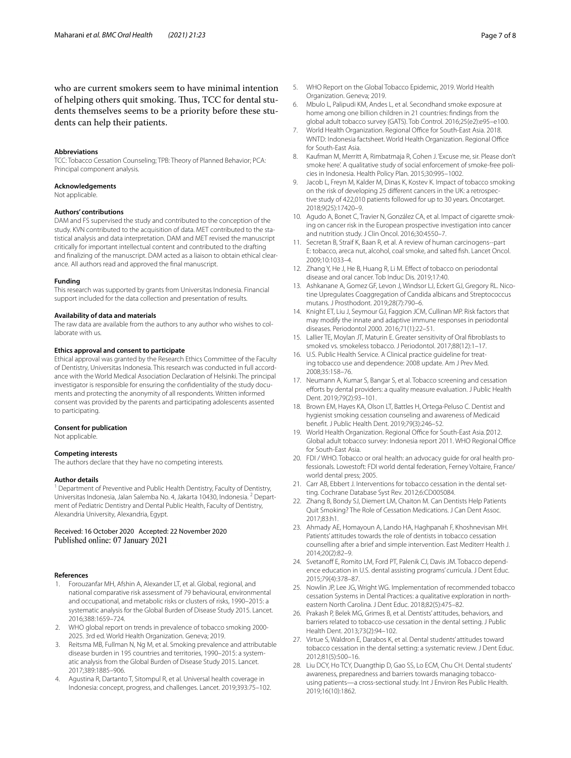who are current smokers seem to have minimal intention of helping others quit smoking. Thus, TCC for dental students themselves seems to be a priority before these students can help their patients.

#### Abbreviations

TCC: Tobacco Cessation Counseling; TPB: Theory of Planned Behavior; PCA: Principal component analysis.

#### Acknowledgements

Not applicable.

#### Authors' contributions

DAM and FS supervised the study and contributed to the conception of the study. KVN contributed to the acquisition of data. MET contributed to the statistical analysis and data interpretation. DAM and MET revised the manuscript critically for important intellectual content and contributed to the drafting and finalizing of the manuscript. DAM acted as a liaison to obtain ethical clearance. All authors read and approved the final manuscript.

#### Funding

This research was supported by grants from Universitas Indonesia. Financial support included for the data collection and presentation of results.

#### Availability of data and materials

The raw data are available from the authors to any author who wishes to collaborate with us.

#### Ethics approval and consent to participate

Ethical approval was granted by the Research Ethics Committee of the Faculty of Dentistry, Universitas Indonesia. This research was conducted in full accordance with the World Medical Association Declaration of Helsinki. The principal investigator is responsible for ensuring the confidentiality of the study documents and protecting the anonymity of all respondents. Written informed consent was provided by the parents and participating adolescents assented to participating.

#### Consent for publication

Not applicable.

#### Competing interests

The authors declare that they have no competing interests.

#### Author details

[1] Department of Preventive and Public Health Dentistry, Faculty of Dentistry, Universitas Indonesia, Jalan Salemba No. 4, Jakarta 10430, Indonesia. [2] Department of Pediatric Dentistry and Dental Public Health, Faculty of Dentistry, Alexandria University, Alexandria, Egypt.

Received: 16 October 2020 Accepted: 22 November 2020
Published online: 07 January 2021

#### References

1. Forouzanfar MH, Afshin A, Alexander LT, et al. Global, regional, and national comparative risk assessment of 79 behavioural, environmental and occupational, and metabolic risks or clusters of risks, 1990–2015: a systematic analysis for the Global Burden of Disease Study 2015. Lancet. 2016;388:1659–724.
2. WHO global report on trends in prevalence of tobacco smoking 2000-2025. 3rd ed. World Health Organization. Geneva; 2019.
3. Reitsma MB, Fullman N, Ng M, et al. Smoking prevalence and attributable disease burden in 195 countries and territories, 1990–2015: a systematic analysis from the Global Burden of Disease Study 2015. Lancet. 2017;389:1885–906.
4. Agustina R, Dartanto T, Sitompul R, et al. Universal health coverage in Indonesia: concept, progress, and challenges. Lancet. 2019;393:75–102.
5. WHO Report on the Global Tobacco Epidemic, 2019. World Health Organization. Geneva; 2019.
6. Mbulo L, Palipudi KM, Andes L, et al. Secondhand smoke exposure at home among one billion children in 21 countries: findings from the global adult tobacco survey (GATS). Tob Control. 2016;25(e2):e95–e100.
7. World Health Organization. Regional Office for South-East Asia. 2018. WNTD: Indonesia factsheet. World Health Organization. Regional Office for South-East Asia.
8. Kaufman M, Merritt A, Rimbatmaja R, Cohen J. 'Excuse me, sir. Please don't smoke here'. A qualitative study of social enforcement of smoke-free policies in Indonesia. Health Policy Plan. 2015;30:995–1002.
9. Jacob L, Freyn M, Kalder M, Dinas K, Kostev K. Impact of tobacco smoking on the risk of developing 25 different cancers in the UK: a retrospective study of 422,010 patients followed for up to 30 years. Oncotarget. 2018;9(25):17420–9.
10. Agudo A, Bonet C, Travier N, González CA, et al. Impact of cigarette smoking on cancer risk in the European prospective investigation into cancer and nutrition study. J Clin Oncol. 2016;30:4550–7.
11. Secretan B, Straif K, Baan R, et al. A review of human carcinogens--part E: tobacco, areca nut, alcohol, coal smoke, and salted fish. Lancet Oncol. 2009;10:1033–4.
12. Zhang Y, He J, He B, Huang R, Li M. Effect of tobacco on periodontal disease and oral cancer. Tob Induc Dis. 2019;17:40.
13. Ashkanane A, Gomez GF, Levon J, Windsor LJ, Eckert GJ, Gregory RL. Nicotine Upregulates Coaggregation of Candida albicans and Streptococcus mutans. J Prosthodont. 2019;28(7):790–6.
14. Knight ET, Liu J, Seymour GJ, Faggion JCM, Cullinan MP. Risk factors that may modify the innate and adaptive immune responses in periodontal diseases. Periodontol 2000. 2016;71(1):22–51.
15. Lallier TE, Moylan JT, Maturin E. Greater sensitivity of Oral fibroblasts to smoked vs. smokeless tobacco. J Periodontol. 2017;88(12):1–17.
16. U.S. Public Health Service. A Clinical practice guideline for treating tobacco use and dependence: 2008 update. Am J Prev Med. 2008;35:158–76.
17. Neumann A, Kumar S, Bangar S, et al. Tobacco screening and cessation efforts by dental providers: a quality measure evaluation. J Public Health Dent. 2019;79(2):93–101.
18. Brown EM, Hayes KA, Olson LT, Battles H, Ortega-Peluso C. Dentist and hygienist smoking cessation counseling and awareness of Medicaid benefit. J Public Health Dent. 2019;79(3):246–52.
19. World Health Organization. Regional Office for South-East Asia. (2012. Global adult tobacco survey: Indonesia report 2011. WHO Regional Office for South-East Asia.
20. FDI / WHO. Tobacco or oral health: an advocacy guide for oral health professionals. Lowestoft: FDI world dental federation, Ferney Voltaire, France/ world dental press; 2005.
21. Carr AB, Ebbert J. Interventions for tobacco cessation in the dental setting. Cochrane Database Syst Rev. 2012;6:CD005084.
22. Zhang B, Bondy SJ, Diemert LM, Chaiton M. Can Dentists Help Patients Quit Smoking? The Role of Cessation Medications. J Can Dent Assoc. 2017;83:h1.
23. Ahmady AE, Homayoun A, Lando HA, Haghpanah F, Khoshnevisan MH. Patients' attitudes towards the role of dentists in tobacco cessation counselling after a brief and simple intervention. East Mediterr Health J. 2014;20(2):82–9.
24. Svetanoff E, Romito LM, Ford PT, Palenik CJ, Davis JM. Tobacco dependence education in U.S. dental assisting programs' curricula. J Dent Educ. 2015;79(4):378–87.
25. Nowlin JP, Lee JG, Wright WG. Implementation of recommended tobacco cessation Systems in Dental Practices: a qualitative exploration in northeastern North Carolina. J Dent Educ. 2018;82(5):475–82.
26. Prakash P, Belek MG, Grimes B, et al. Dentists' attitudes, behaviors, and barriers related to tobacco-use cessation in the dental setting. J Public Health Dent. 2013;73(2):94–102.
27. Virtue S, Waldron E, Darabos K, et al. Dental students' attitudes toward tobacco cessation in the dental setting: a systematic review. J Dent Educ. 2012;81(5):500–16.
28. Liu DCY, Ho TCY, Duangthip D, Gao SS, Lo ECM, Chu CH. Dental students' awareness, preparedness and barriers towards managing tobacco-using patients—a cross-sectional study. Int J Environ Res Public Health. 2019;16(10):1862.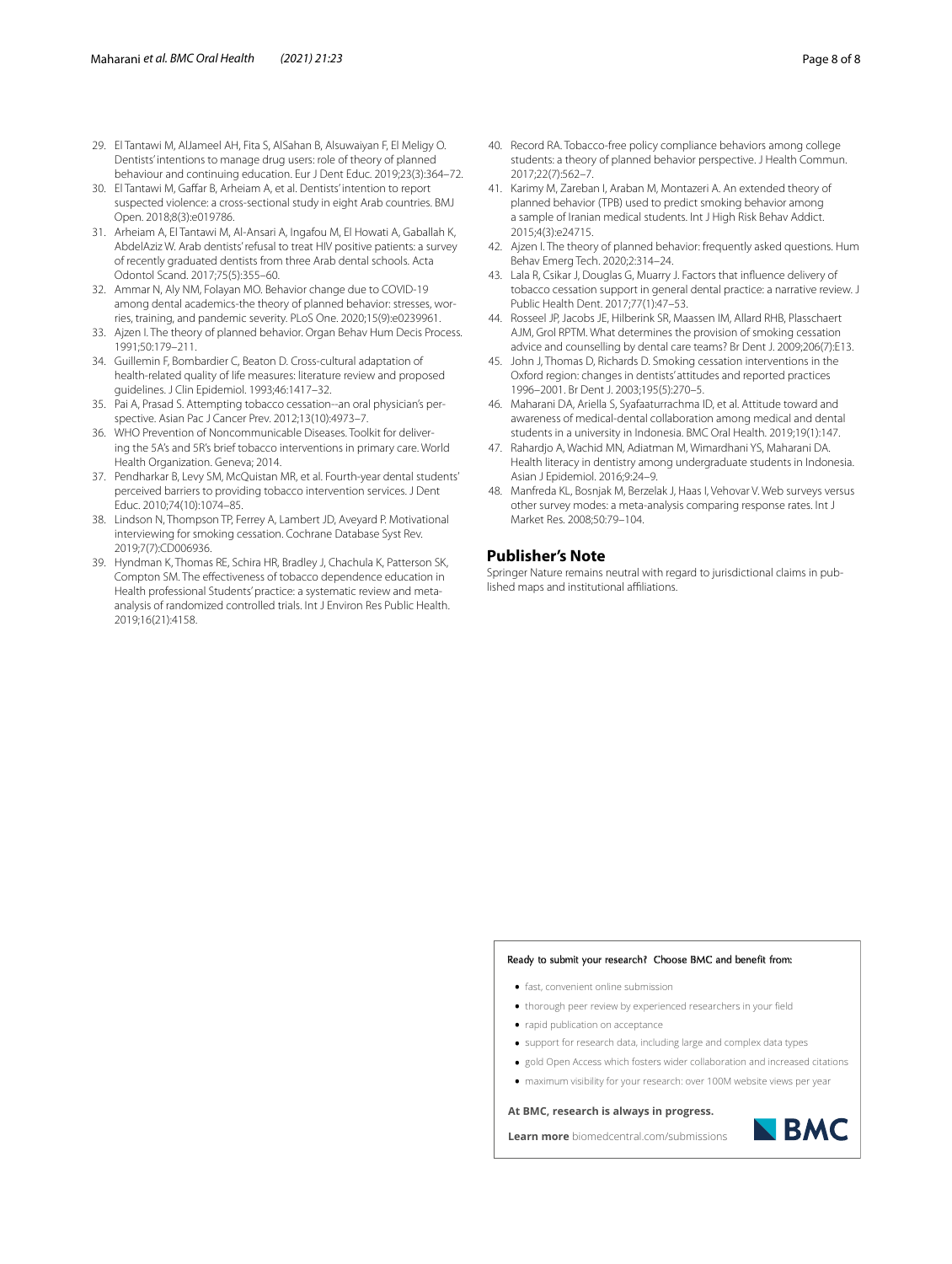29. El Tantawi M, AlJameel AH, Fita S, AlSahan B, Alsuwaiyan F, El Meligy O. Dentists' intentions to manage drug users: role of theory of planned behaviour and continuing education. Eur J Dent Educ. 2019;23(3):364–72.
30. El Tantawi M, Gaffar B, Arheiam A, et al. Dentists' intention to report suspected violence: a cross-sectional study in eight Arab countries. BMJ Open. 2018;8(3):e019786.
31. Arheiam A, El Tantawi M, Al-Ansari A, Ingafou M, El Howati A, Gaballah K, AbdelAziz W. Arab dentists' refusal to treat HIV positive patients: a survey of recently graduated dentists from three Arab dental schools. Acta Odontol Scand. 2017;75(5):355–60.
32. Ammar N, Aly NM, Folayan MO. Behavior change due to COVID-19 among dental academics-the theory of planned behavior: stresses, worries, training, and pandemic severity. PLoS One. 2020;15(9):e0239961.
33. Ajzen I. The theory of planned behavior. Organ Behav Hum Decis Process. 1991;50:179–211.
34. Guillemin F, Bombardier C, Beaton D. Cross-cultural adaptation of health-related quality of life measures: literature review and proposed guidelines. J Clin Epidemiol. 1993;46:1417–32.
35. Pai A, Prasad S. Attempting tobacco cessation--an oral physician's perspective. Asian Pac J Cancer Prev. 2012;13(10):4973–7.
36. WHO Prevention of Noncommunicable Diseases. Toolkit for delivering the 5A's and 5R's brief tobacco interventions in primary care. World Health Organization. Geneva; 2014.
37. Pendharkar B, Levy SM, McQuistan MR, et al. Fourth-year dental students' perceived barriers to providing tobacco intervention services. J Dent Educ. 2010;74(10):1074–85.
38. Lindson N, Thompson TP, Ferrey A, Lambert JD, Aveyard P. Motivational interviewing for smoking cessation. Cochrane Database Syst Rev. 2019;7(7):CD006936.
39. Hyndman K, Thomas RE, Schira HR, Bradley J, Chachula K, Patterson SK, Compton SM. The effectiveness of tobacco dependence education in Health professional Students' practice: a systematic review and meta-analysis of randomized controlled trials. Int J Environ Res Public Health. 2019;16(21):4158.
40. Record RA. Tobacco-free policy compliance behaviors among college students: a theory of planned behavior perspective. J Health Commun. 2017;22(7):562–7.
41. Karimy M, Zareban I, Araban M, Montazeri A. An extended theory of planned behavior (TPB) used to predict smoking behavior among a sample of Iranian medical students. Int J High Risk Behav Addict. 2015;4(3):e24715.
42. Ajzen I. The theory of planned behavior: frequently asked questions. Hum Behav Emerg Tech. 2020;2:314–24.
43. Lala R, Csikar J, Douglas G, Muarry J. Factors that influence delivery of tobacco cessation support in general dental practice: a narrative review. J Public Health Dent. 2017;77(1):47–53.
44. Rosseel JP, Jacobs JE, Hilberink SR, Maassen IM, Allard RHB, Plasschaert AJM, Grol RPTM. What determines the provision of smoking cessation advice and counselling by dental care teams? Br Dent J. 2009;206(7):E13.
45. John J, Thomas D, Richards D. Smoking cessation interventions in the Oxford region: changes in dentists' attitudes and reported practices 1996–2001. Br Dent J. 2003;195(5):270–5.
46. Maharani DA, Ariella S, Syafaaturrachma ID, et al. Attitude toward and awareness of medical-dental collaboration among medical and dental students in a university in Indonesia. BMC Oral Health. 2019;19(1):147.
47. Rahardjo A, Wachid MN, Adiatman M, Wimardhani YS, Maharani DA. Health literacy in dentistry among undergraduate students in Indonesia. Asian J Epidemiol. 2016;9:24–9.
48. Manfreda KL, Bosnjak M, Berzelak J, Haas I, Vehovar V. Web surveys versus other survey modes: a meta-analysis comparing response rates. Int J Market Res. 2008;50:79–104.

## Publisher's Note

Springer Nature remains neutral with regard to jurisdictional claims in published maps and institutional affiliations.

Ready to submit your research? Choose BMC and benefit from:

- fast, convenient online submission
- thorough peer review by experienced researchers in your field
- rapid publication on acceptance
- support for research data, including large and complex data types
- gold Open Access which fosters wider collaboration and increased citations
- maximum visibility for your research: over 100M website views per year

**At BMC, research is always in progress.**

**Learn more** biomedcentral.com/submissions

BMC